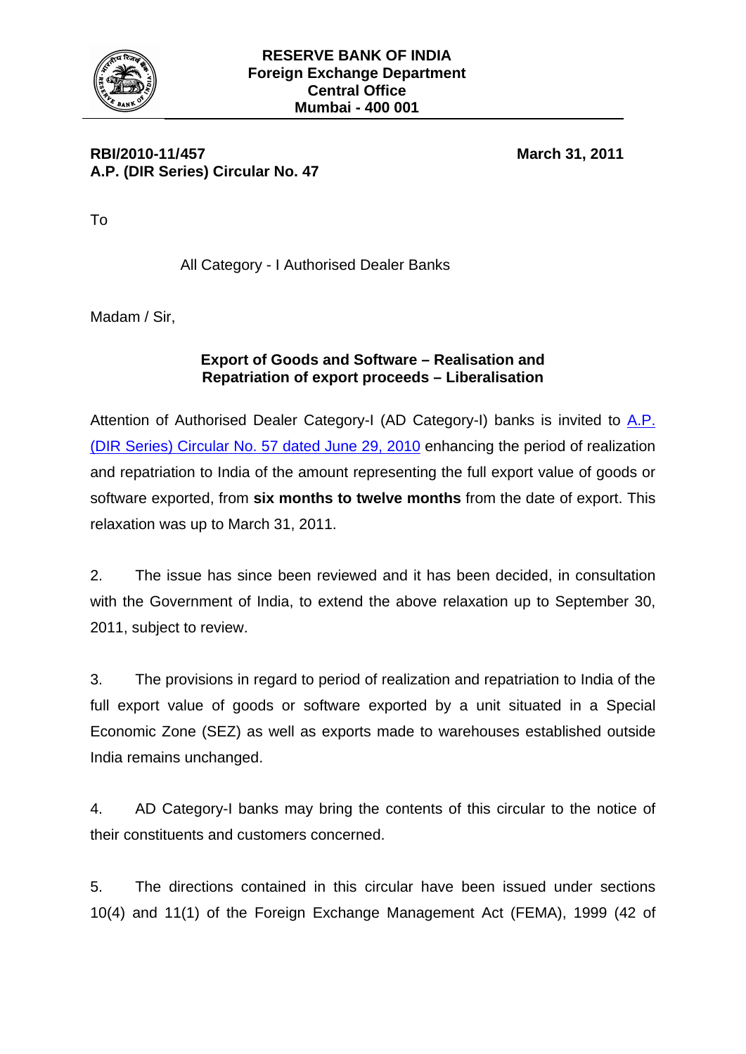**RESERVE BANK OF INDIA**
**Foreign Exchange Department**
**Central Office**
**Mumbai - 400 001**

**RBI/2010-11/457**
**A.P. (DIR Series) Circular No. 47**

**March 31, 2011**

To

All Category - I Authorised Dealer Banks

Madam / Sir,

**Export of Goods and Software – Realisation and Repatriation of export proceeds – Liberalisation**

Attention of Authorised Dealer Category-I (AD Category-I) banks is invited to A.P. (DIR Series) Circular No. 57 dated June 29, 2010 enhancing the period of realization and repatriation to India of the amount representing the full export value of goods or software exported, from **six months to twelve months** from the date of export. This relaxation was up to March 31, 2011.

2. The issue has since been reviewed and it has been decided, in consultation with the Government of India, to extend the above relaxation up to September 30, 2011, subject to review.

3. The provisions in regard to period of realization and repatriation to India of the full export value of goods or software exported by a unit situated in a Special Economic Zone (SEZ) as well as exports made to warehouses established outside India remains unchanged.

4. AD Category-I banks may bring the contents of this circular to the notice of their constituents and customers concerned.

5. The directions contained in this circular have been issued under sections 10(4) and 11(1) of the Foreign Exchange Management Act (FEMA), 1999 (42 of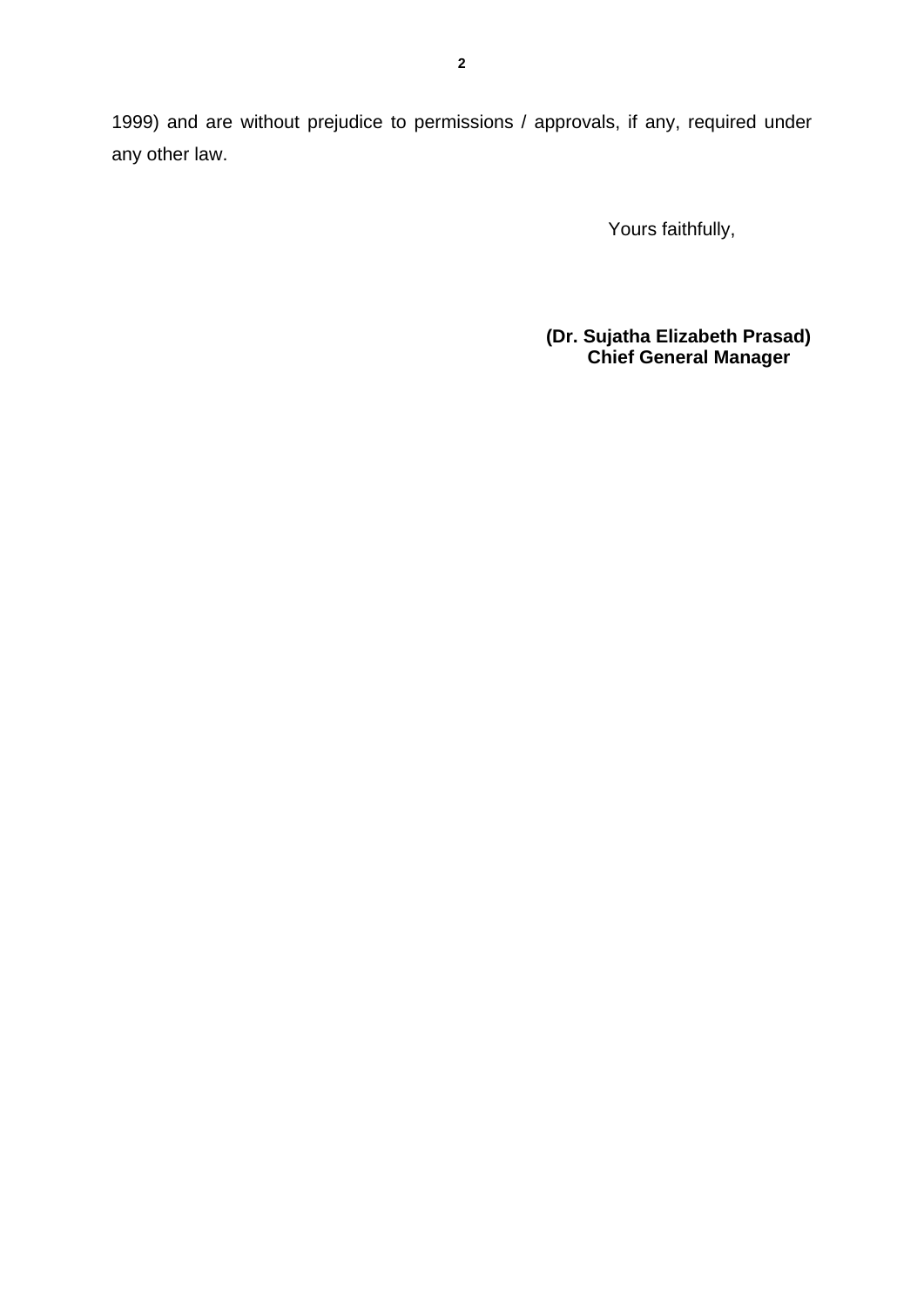1999) and are without prejudice to permissions / approvals, if any, required under any other law.

Yours faithfully,

**(Dr. Sujatha Elizabeth Prasad)**
**Chief General Manager**